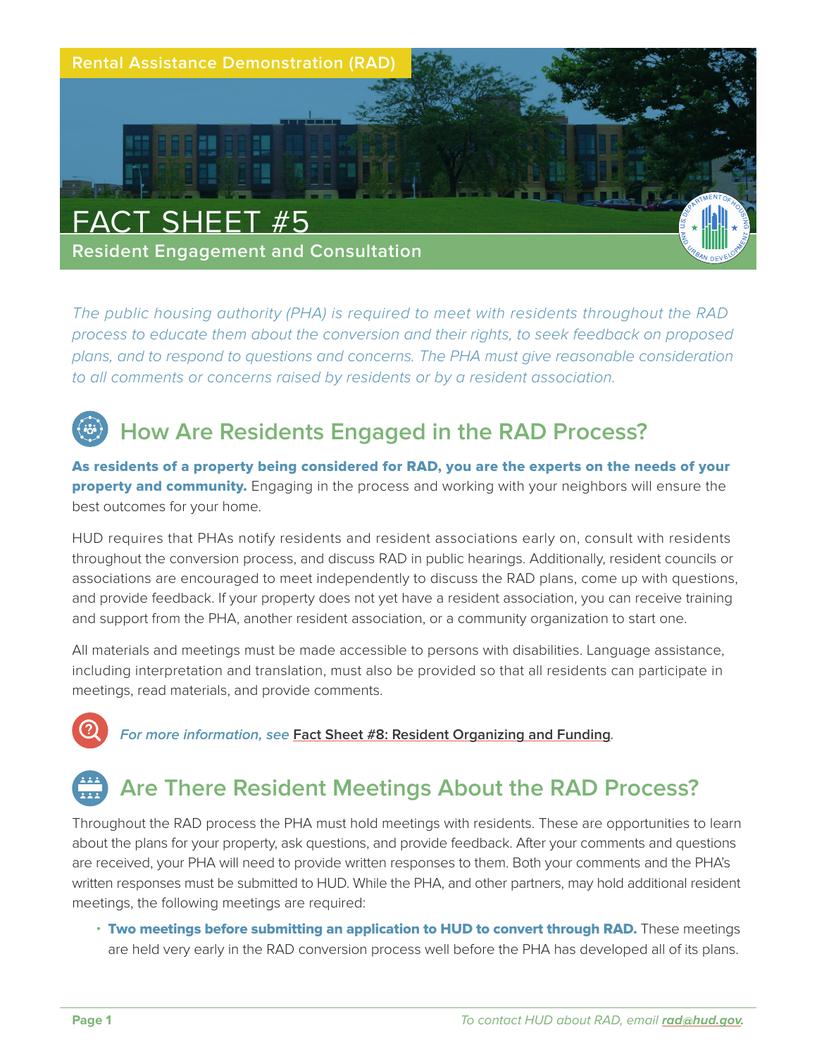Rental Assistance Demonstration (RAD)

# FACT SHEET #5

## Resident Engagement and Consultation

*The public housing authority (PHA) is required to meet with residents throughout the RAD process to educate them about the conversion and their rights, to seek feedback on proposed plans, and to respond to questions and concerns. The PHA must give reasonable consideration to all comments or concerns raised by residents or by a resident association.*

## How Are Residents Engaged in the RAD Process?

**As residents of a property being considered for RAD, you are the experts on the needs of your property and community.** Engaging in the process and working with your neighbors will ensure the best outcomes for your home.

HUD requires that PHAs notify residents and resident associations early on, consult with residents throughout the conversion process, and discuss RAD in public hearings. Additionally, resident councils or associations are encouraged to meet independently to discuss the RAD plans, come up with questions, and provide feedback. If your property does not yet have a resident association, you can receive training and support from the PHA, another resident association, or a community organization to start one.

All materials and meetings must be made accessible to persons with disabilities. Language assistance, including interpretation and translation, must also be provided so that all residents can participate in meetings, read materials, and provide comments.

*For more information, see* Fact Sheet #8: Resident Organizing and Funding.

## Are There Resident Meetings About the RAD Process?

Throughout the RAD process the PHA must hold meetings with residents. These are opportunities to learn about the plans for your property, ask questions, and provide feedback. After your comments and questions are received, your PHA will need to provide written responses to them. Both your comments and the PHA's written responses must be submitted to HUD. While the PHA, and other partners, may hold additional resident meetings, the following meetings are required:

- **Two meetings before submitting an application to HUD to convert through RAD.** These meetings are held very early in the RAD conversion process well before the PHA has developed all of its plans.

*To contact HUD about RAD, email rad@hud.gov.*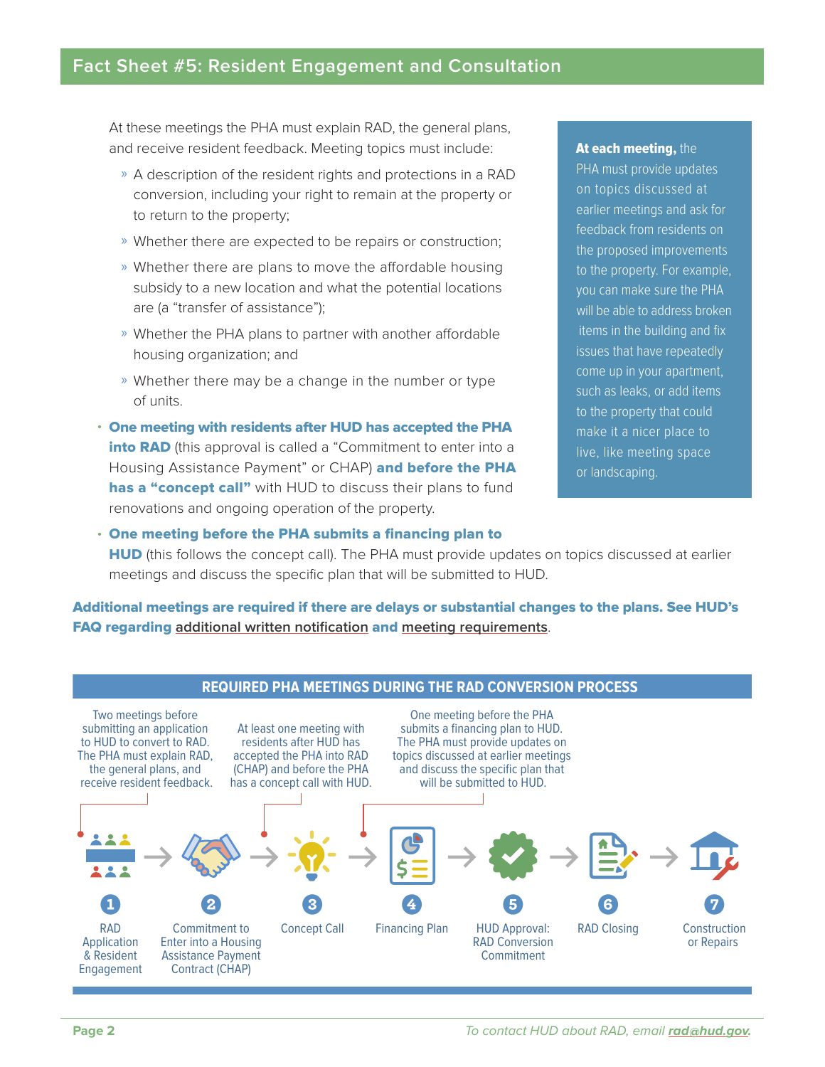## Fact Sheet #5: Resident Engagement and Consultation

At these meetings the PHA must explain RAD, the general plans, and receive resident feedback. Meeting topics must include:

- » A description of the resident rights and protections in a RAD conversion, including your right to remain at the property or to return to the property;
- » Whether there are expected to be repairs or construction;
- » Whether there are plans to move the affordable housing subsidy to a new location and what the potential locations are (a "transfer of assistance");
- » Whether the PHA plans to partner with another affordable housing organization; and
- » Whether there may be a change in the number or type of units.

- **One meeting with residents after HUD has accepted the PHA into RAD** (this approval is called a "Commitment to enter into a Housing Assistance Payment" or CHAP) **and before the PHA has a "concept call"** with HUD to discuss their plans to fund renovations and ongoing operation of the property.
- **One meeting before the PHA submits a financing plan to HUD** (this follows the concept call). The PHA must provide updates on topics discussed at earlier meetings and discuss the specific plan that will be submitted to HUD.

**At each meeting,** the PHA must provide updates on topics discussed at earlier meetings and ask for feedback from residents on the proposed improvements to the property. For example, you can make sure the PHA will be able to address broken items in the building and fix issues that have repeatedly come up in your apartment, such as leaks, or add items to the property that could make it a nicer place to live, like meeting space or landscaping.

**Additional meetings are required if there are delays or substantial changes to the plans. See HUD's FAQ regarding additional written notification and meeting requirements.**

### REQUIRED PHA MEETINGS DURING THE RAD CONVERSION PROCESS

1. RAD Application & Resident Engagement — Two meetings before submitting an application to HUD to convert to RAD. The PHA must explain RAD, the general plans, and receive resident feedback.
2. Commitment to Enter into a Housing Assistance Payment Contract (CHAP) — At least one meeting with residents after HUD has accepted the PHA into RAD (CHAP) and before the PHA has a concept call with HUD.
3. Concept Call — One meeting before the PHA submits a financing plan to HUD. The PHA must provide updates on topics discussed at earlier meetings and discuss the specific plan that will be submitted to HUD.
4. Financing Plan
5. HUD Approval: RAD Conversion Commitment
6. RAD Closing
7. Construction or Repairs

To contact HUD about RAD, email **rad@hud.gov**.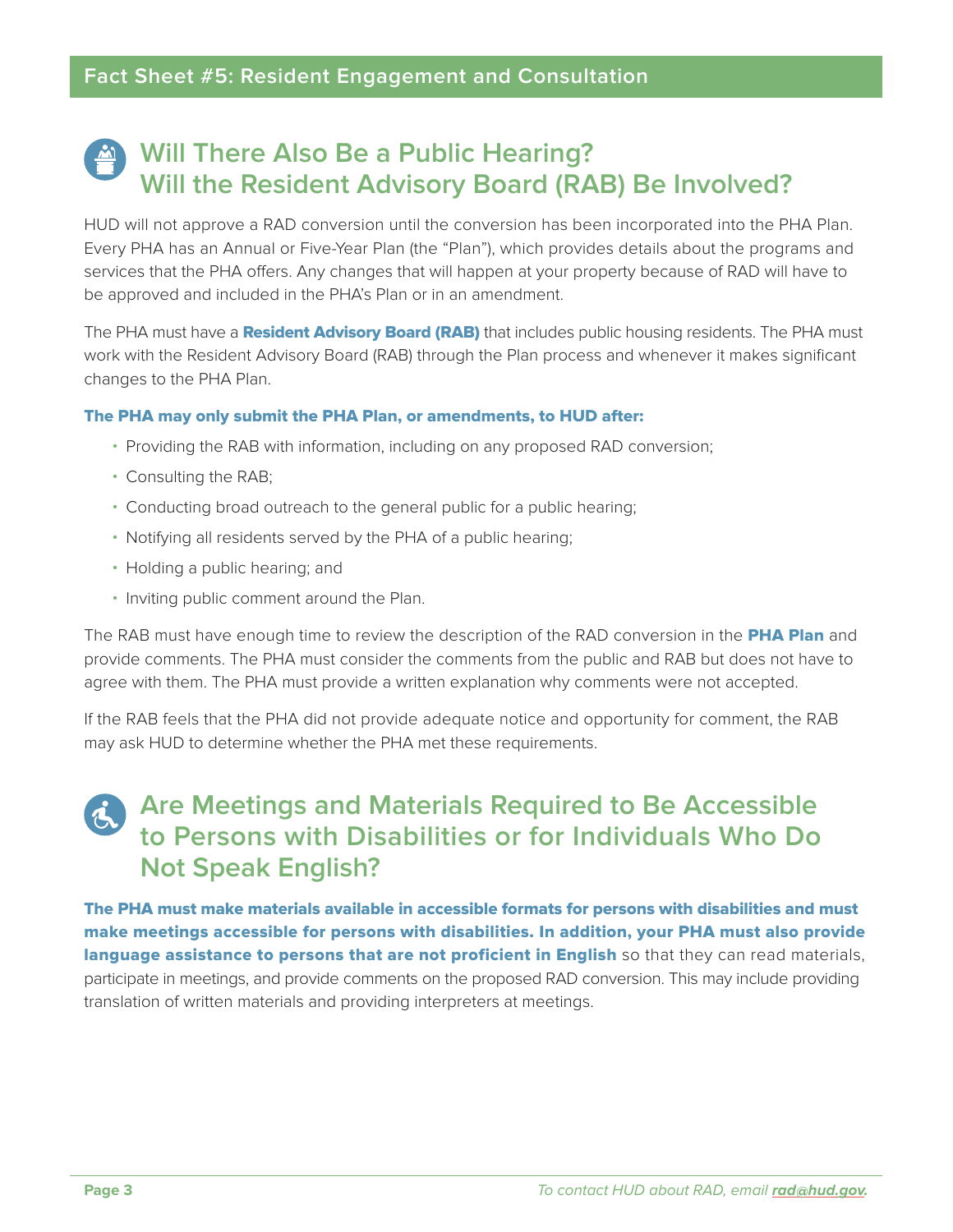## Will There Also Be a Public Hearing? Will the Resident Advisory Board (RAB) Be Involved?

HUD will not approve a RAD conversion until the conversion has been incorporated into the PHA Plan. Every PHA has an Annual or Five-Year Plan (the "Plan"), which provides details about the programs and services that the PHA offers. Any changes that will happen at your property because of RAD will have to be approved and included in the PHA's Plan or in an amendment.

The PHA must have a **Resident Advisory Board (RAB)** that includes public housing residents. The PHA must work with the Resident Advisory Board (RAB) through the Plan process and whenever it makes significant changes to the PHA Plan.

**The PHA may only submit the PHA Plan, or amendments, to HUD after:**

- Providing the RAB with information, including on any proposed RAD conversion;
- Consulting the RAB;
- Conducting broad outreach to the general public for a public hearing;
- Notifying all residents served by the PHA of a public hearing;
- Holding a public hearing; and
- Inviting public comment around the Plan.

The RAB must have enough time to review the description of the RAD conversion in the **PHA Plan** and provide comments. The PHA must consider the comments from the public and RAB but does not have to agree with them. The PHA must provide a written explanation why comments were not accepted.

If the RAB feels that the PHA did not provide adequate notice and opportunity for comment, the RAB may ask HUD to determine whether the PHA met these requirements.

## Are Meetings and Materials Required to Be Accessible to Persons with Disabilities or for Individuals Who Do Not Speak English?

**The PHA must make materials available in accessible formats for persons with disabilities and must make meetings accessible for persons with disabilities. In addition, your PHA must also provide language assistance to persons that are not proficient in English** so that they can read materials, participate in meetings, and provide comments on the proposed RAD conversion. This may include providing translation of written materials and providing interpreters at meetings.